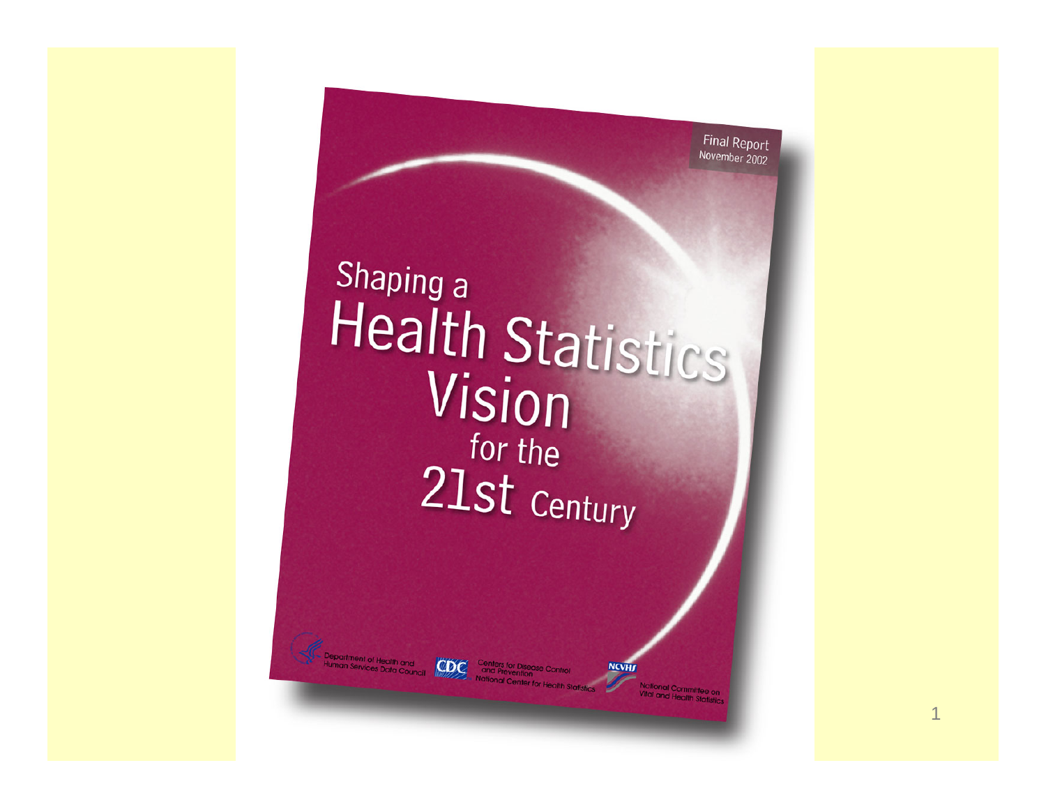Final Report
November 2002

# Shaping a Health Statistics Vision for the 21st Century

Department of Health and Human Services Data Council

CDC Centers for Disease Control and Prevention
National Center for Health Statistics

NCVHS National Committee on Vital and Health Statistics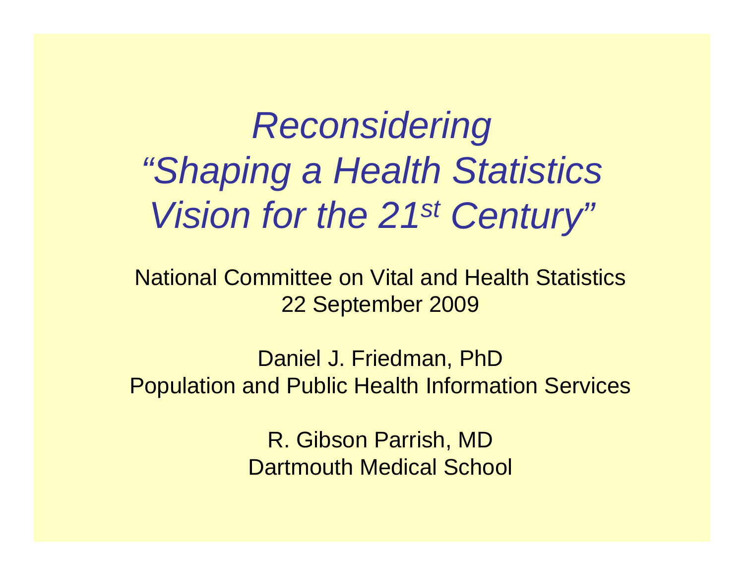# *Reconsidering "Shaping a Health Statistics Vision for the 21$^{st}$ Century"*

National Committee on Vital and Health Statistics
22 September 2009

Daniel J. Friedman, PhD
Population and Public Health Information Services

R. Gibson Parrish, MD
Dartmouth Medical School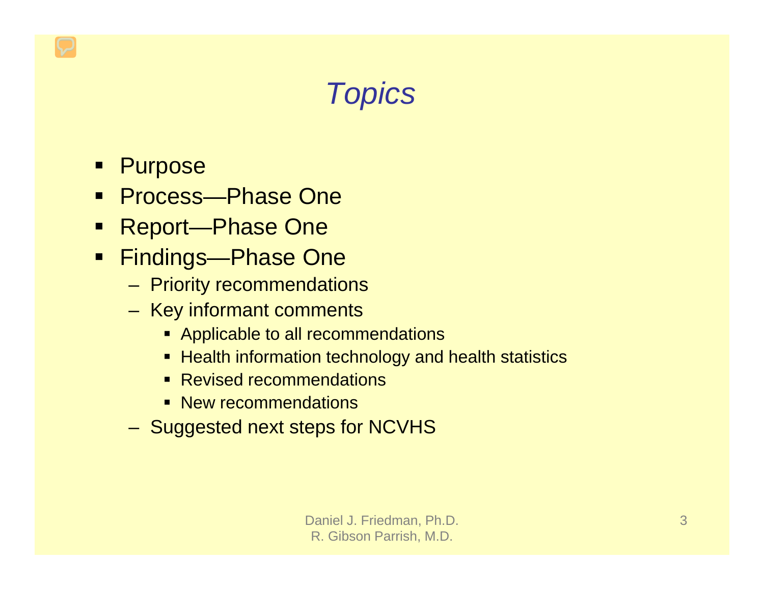# *Topics*

- Purpose
- Process—Phase One
- Report—Phase One
- Findings—Phase One
  - Priority recommendations
  - Key informant comments
    - Applicable to all recommendations
    - Health information technology and health statistics
    - Revised recommendations
    - New recommendations
  - Suggested next steps for NCVHS

Daniel J. Friedman, Ph.D.
R. Gibson Parrish, M.D.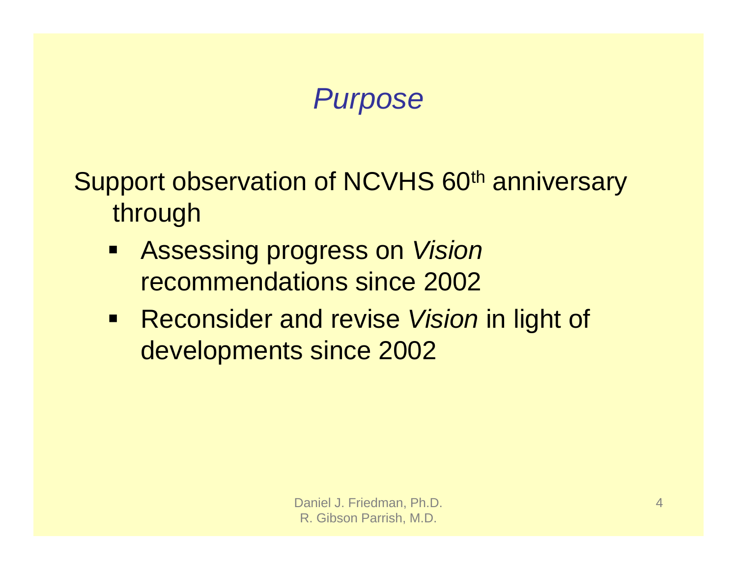# *Purpose*

Support observation of NCVHS 60th anniversary through

- Assessing progress on *Vision* recommendations since 2002
- Reconsider and revise *Vision* in light of developments since 2002

Daniel J. Friedman, Ph.D.
R. Gibson Parrish, M.D.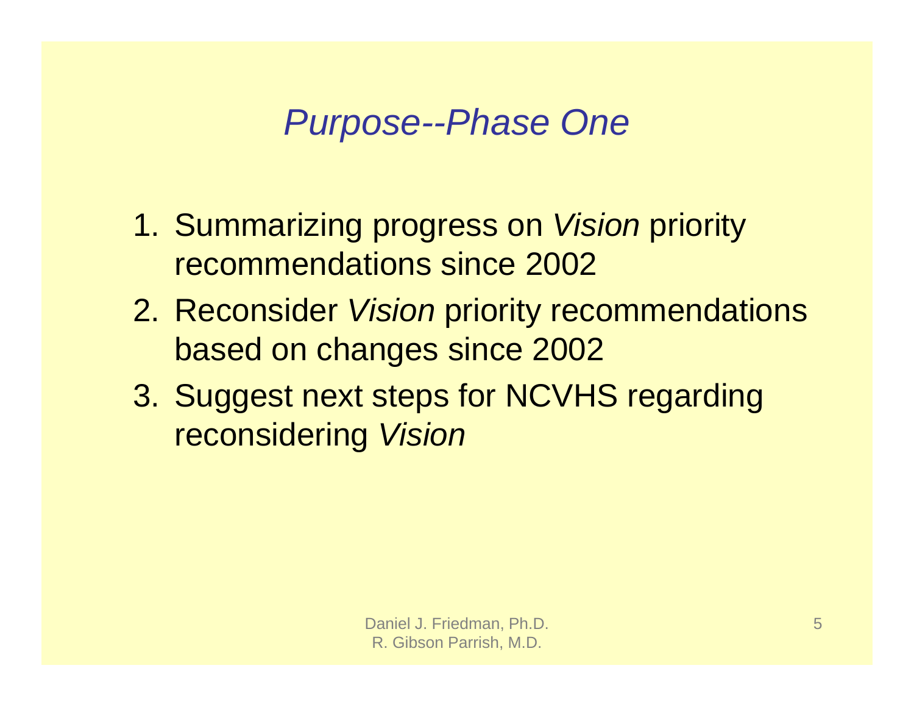# *Purpose--Phase One*

1. Summarizing progress on *Vision* priority recommendations since 2002
2. Reconsider *Vision* priority recommendations based on changes since 2002
3. Suggest next steps for NCVHS regarding reconsidering *Vision*

Daniel J. Friedman, Ph.D.
R. Gibson Parrish, M.D.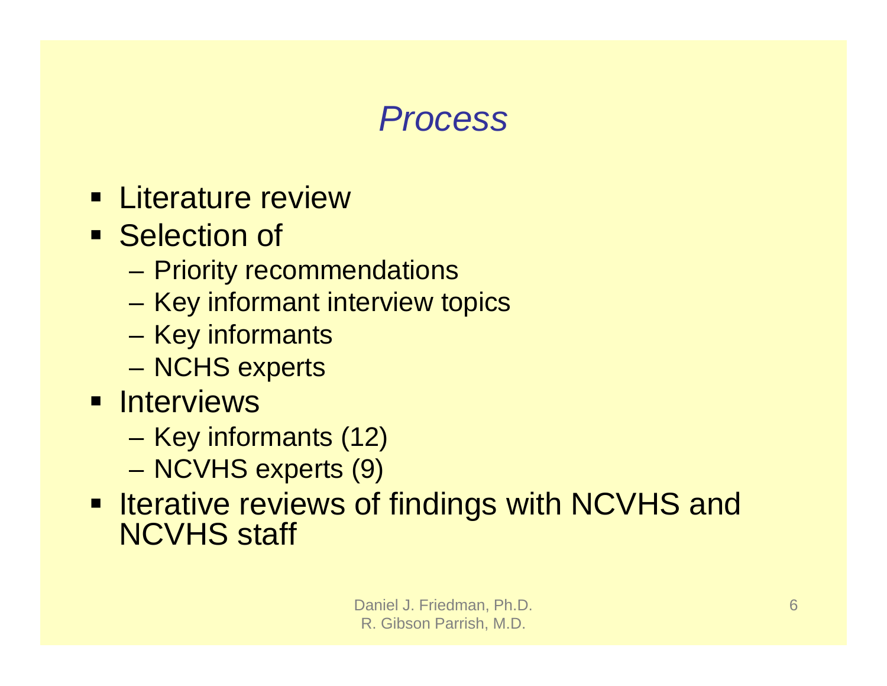# *Process*

- Literature review
- Selection of
  - Priority recommendations
  - Key informant interview topics
  - Key informants
  - NCHS experts
- Interviews
  - Key informants (12)
  - NCVHS experts (9)
- Iterative reviews of findings with NCVHS and NCVHS staff

Daniel J. Friedman, Ph.D.
R. Gibson Parrish, M.D.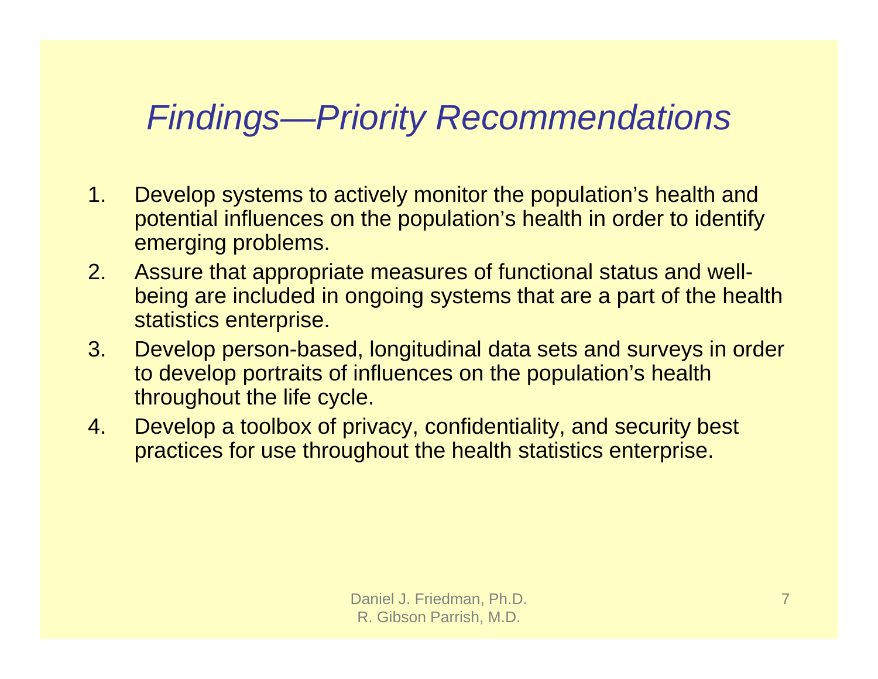# *Findings—Priority Recommendations*

1. Develop systems to actively monitor the population's health and potential influences on the population's health in order to identify emerging problems.
2. Assure that appropriate measures of functional status and well-being are included in ongoing systems that are a part of the health statistics enterprise.
3. Develop person-based, longitudinal data sets and surveys in order to develop portraits of influences on the population's health throughout the life cycle.
4. Develop a toolbox of privacy, confidentiality, and security best practices for use throughout the health statistics enterprise.

Daniel J. Friedman, Ph.D.
R. Gibson Parrish, M.D.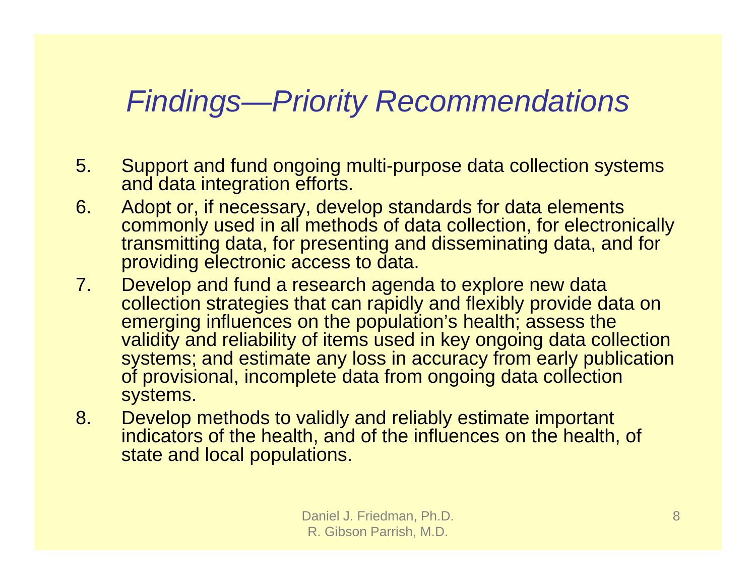# Findings—Priority Recommendations

5. Support and fund ongoing multi-purpose data collection systems and data integration efforts.
6. Adopt or, if necessary, develop standards for data elements commonly used in all methods of data collection, for electronically transmitting data, for presenting and disseminating data, and for providing electronic access to data.
7. Develop and fund a research agenda to explore new data collection strategies that can rapidly and flexibly provide data on emerging influences on the population's health; assess the validity and reliability of items used in key ongoing data collection systems; and estimate any loss in accuracy from early publication of provisional, incomplete data from ongoing data collection systems.
8. Develop methods to validly and reliably estimate important indicators of the health, and of the influences on the health, of state and local populations.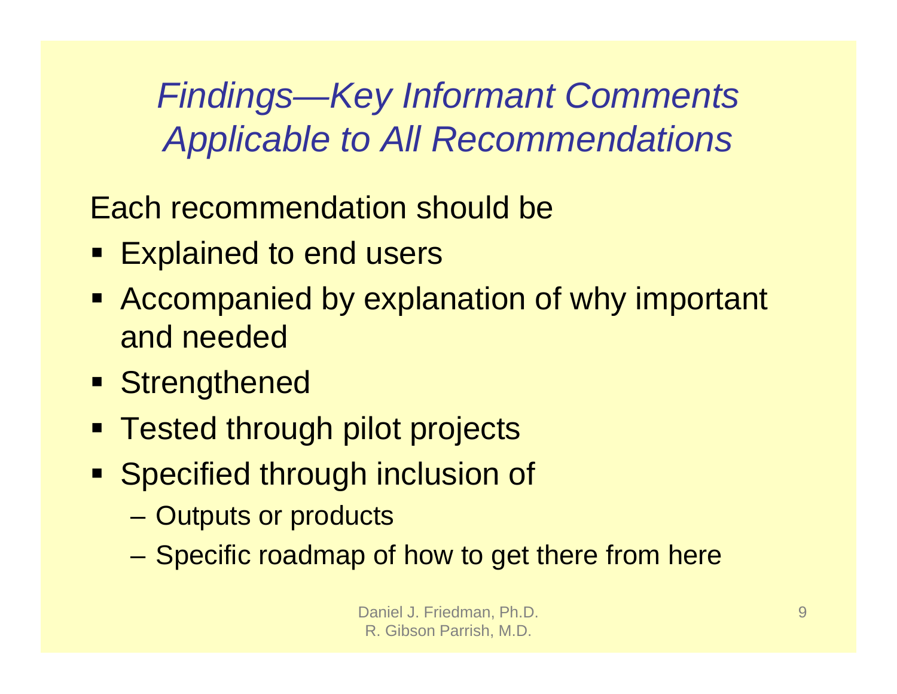# *Findings—Key Informant Comments Applicable to All Recommendations*

Each recommendation should be

- Explained to end users
- Accompanied by explanation of why important and needed
- Strengthened
- Tested through pilot projects
- Specified through inclusion of
  - Outputs or products
  - Specific roadmap of how to get there from here

Daniel J. Friedman, Ph.D.
R. Gibson Parrish, M.D.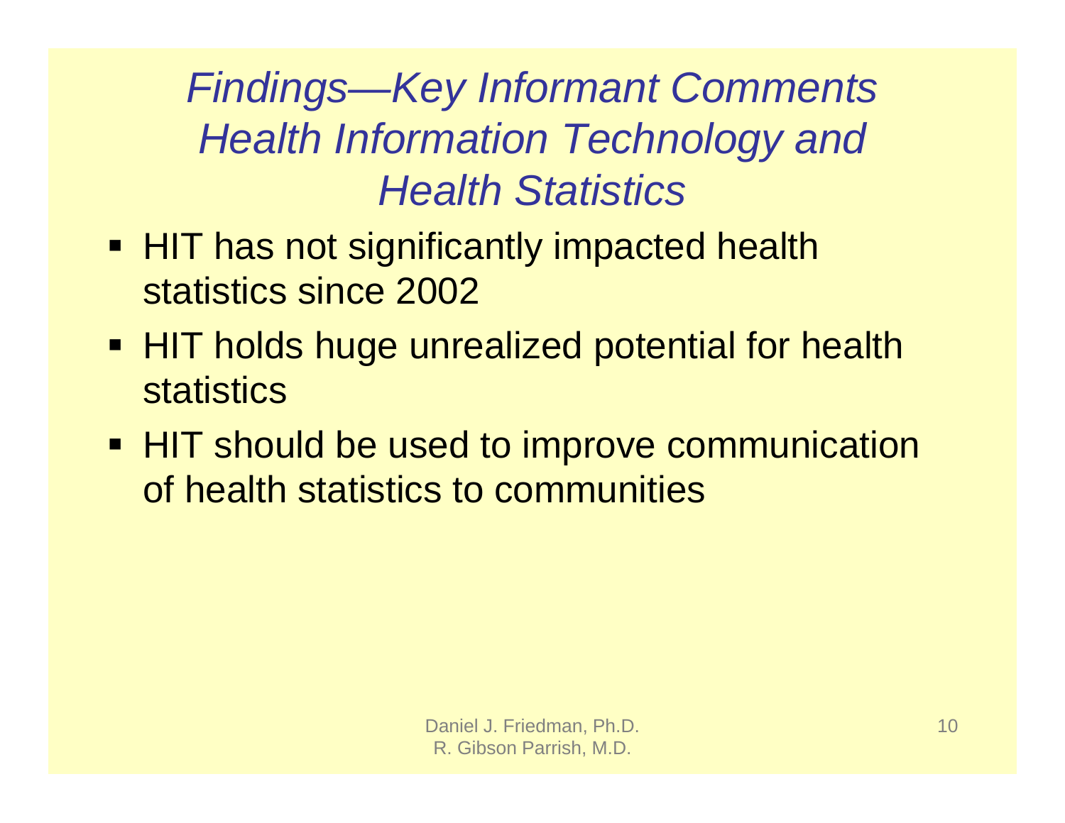# *Findings—Key Informant Comments Health Information Technology and Health Statistics*

- HIT has not significantly impacted health statistics since 2002
- HIT holds huge unrealized potential for health statistics
- HIT should be used to improve communication of health statistics to communities

Daniel J. Friedman, Ph.D.
R. Gibson Parrish, M.D.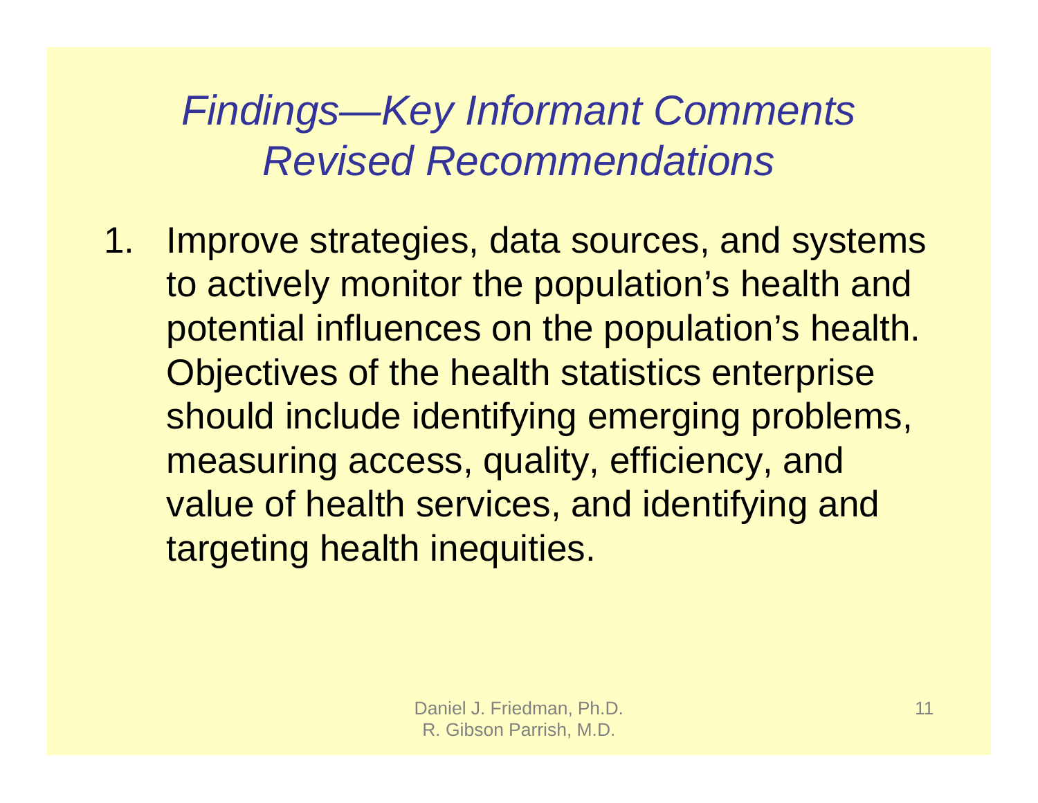# *Findings—Key Informant Comments Revised Recommendations*

1. Improve strategies, data sources, and systems to actively monitor the population's health and potential influences on the population's health. Objectives of the health statistics enterprise should include identifying emerging problems, measuring access, quality, efficiency, and value of health services, and identifying and targeting health inequities.

Daniel J. Friedman, Ph.D.
R. Gibson Parrish, M.D.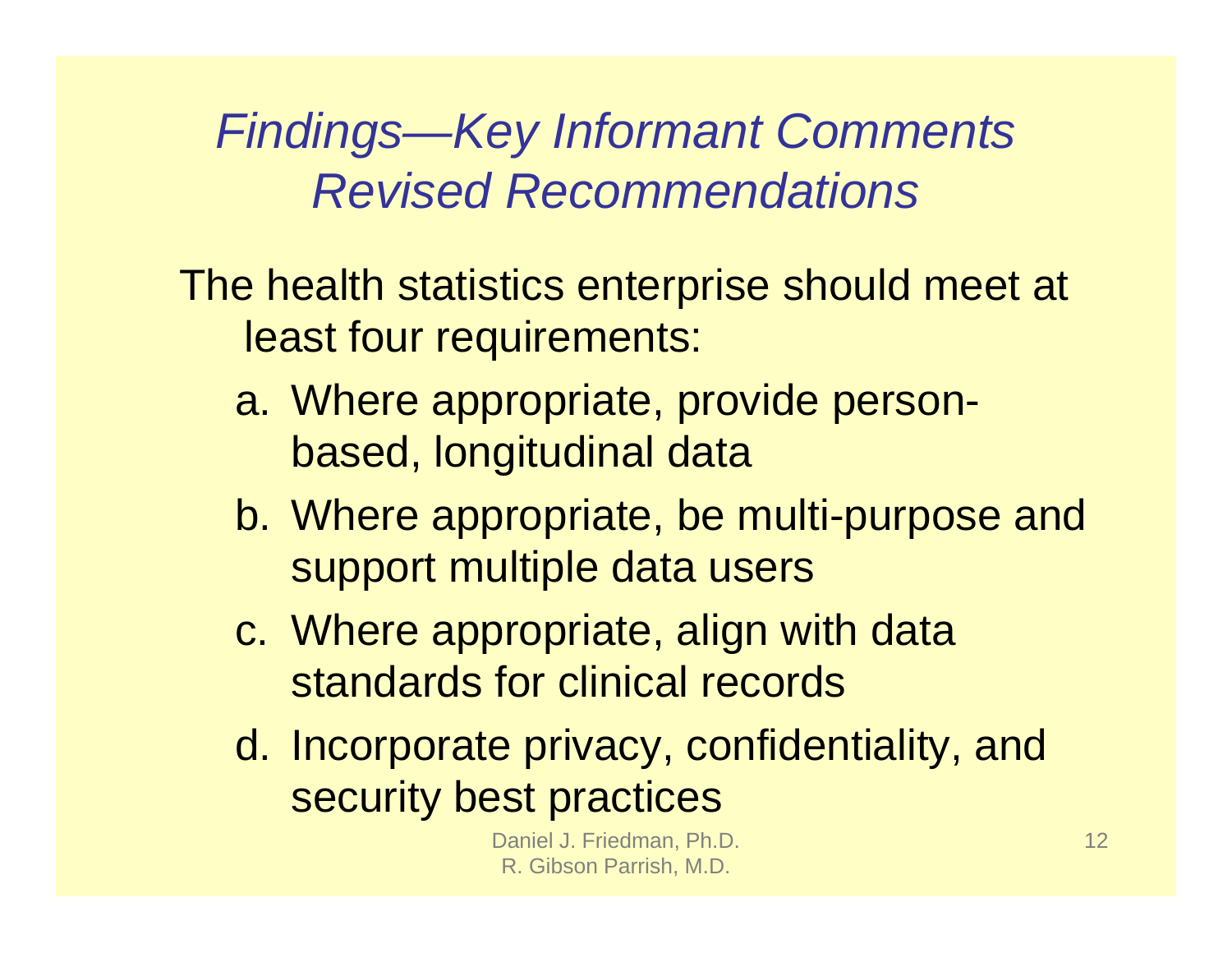# *Findings—Key Informant Comments Revised Recommendations*

The health statistics enterprise should meet at least four requirements:

a. Where appropriate, provide person-based, longitudinal data

b. Where appropriate, be multi-purpose and support multiple data users

c. Where appropriate, align with data standards for clinical records

d. Incorporate privacy, confidentiality, and security best practices

Daniel J. Friedman, Ph.D.
R. Gibson Parrish, M.D.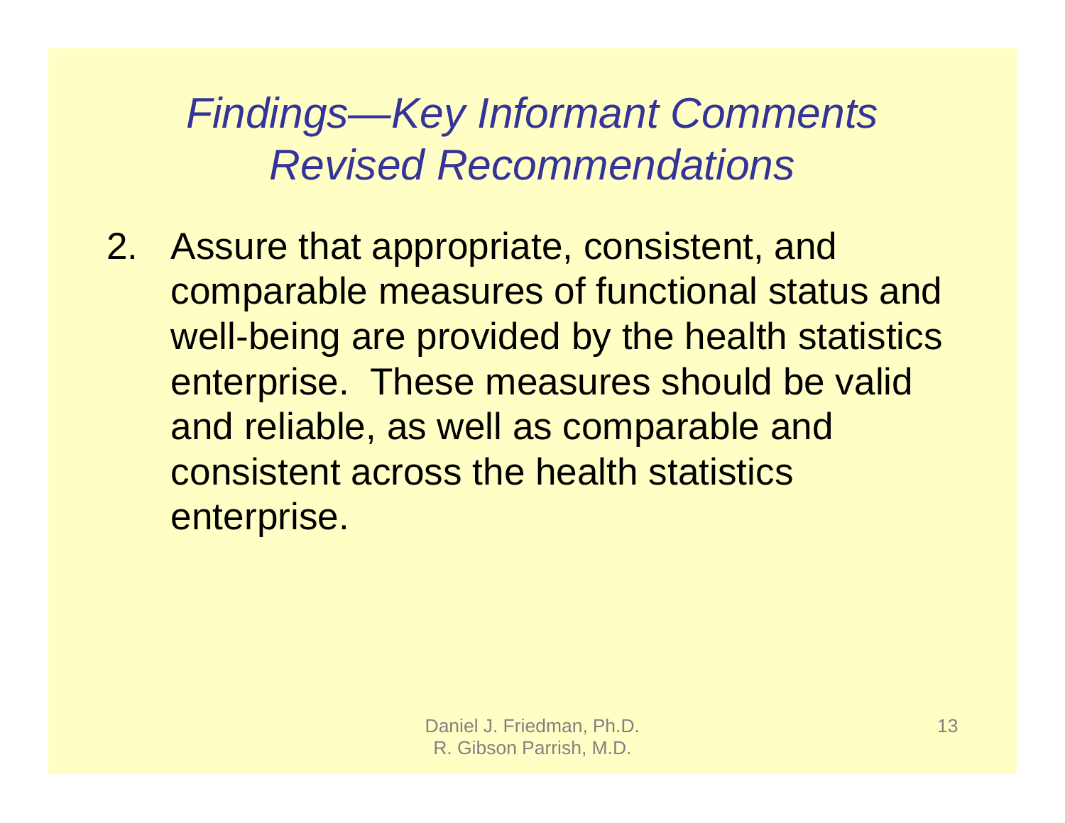# *Findings—Key Informant Comments Revised Recommendations*

2. Assure that appropriate, consistent, and comparable measures of functional status and well-being are provided by the health statistics enterprise. These measures should be valid and reliable, as well as comparable and consistent across the health statistics enterprise.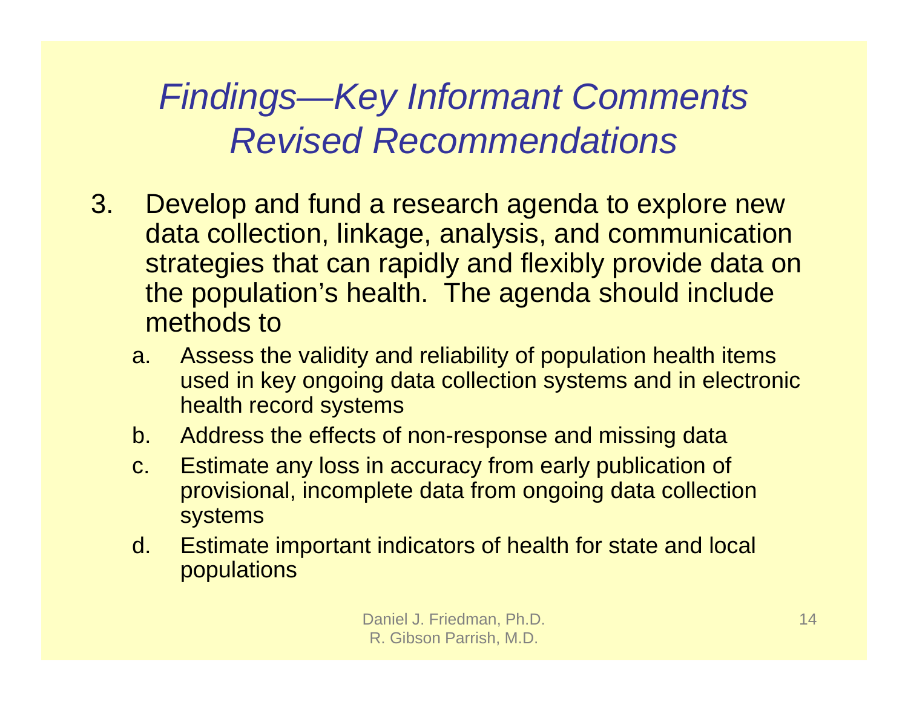# *Findings—Key Informant Comments Revised Recommendations*

3. Develop and fund a research agenda to explore new data collection, linkage, analysis, and communication strategies that can rapidly and flexibly provide data on the population's health. The agenda should include methods to
   a. Assess the validity and reliability of population health items used in key ongoing data collection systems and in electronic health record systems
   b. Address the effects of non-response and missing data
   c. Estimate any loss in accuracy from early publication of provisional, incomplete data from ongoing data collection systems
   d. Estimate important indicators of health for state and local populations

Daniel J. Friedman, Ph.D.
R. Gibson Parrish, M.D.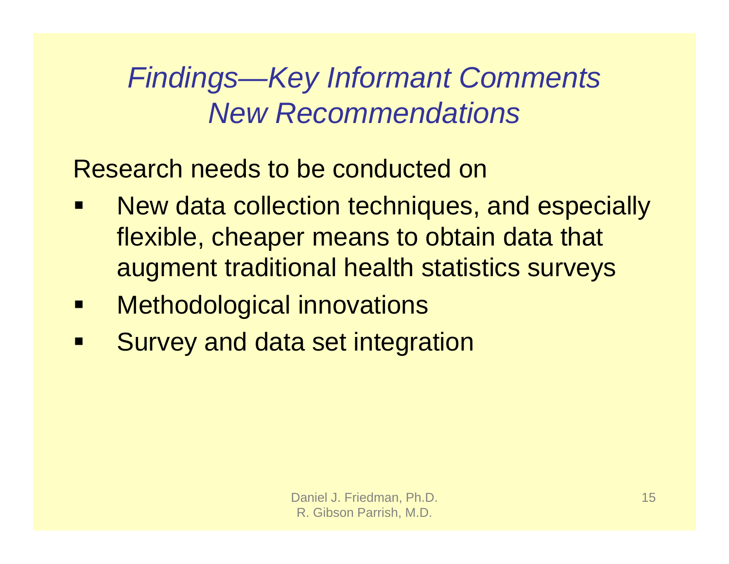# *Findings—Key Informant Comments New Recommendations*

Research needs to be conducted on

- New data collection techniques, and especially flexible, cheaper means to obtain data that augment traditional health statistics surveys
- Methodological innovations
- Survey and data set integration

Daniel J. Friedman, Ph.D.
R. Gibson Parrish, M.D.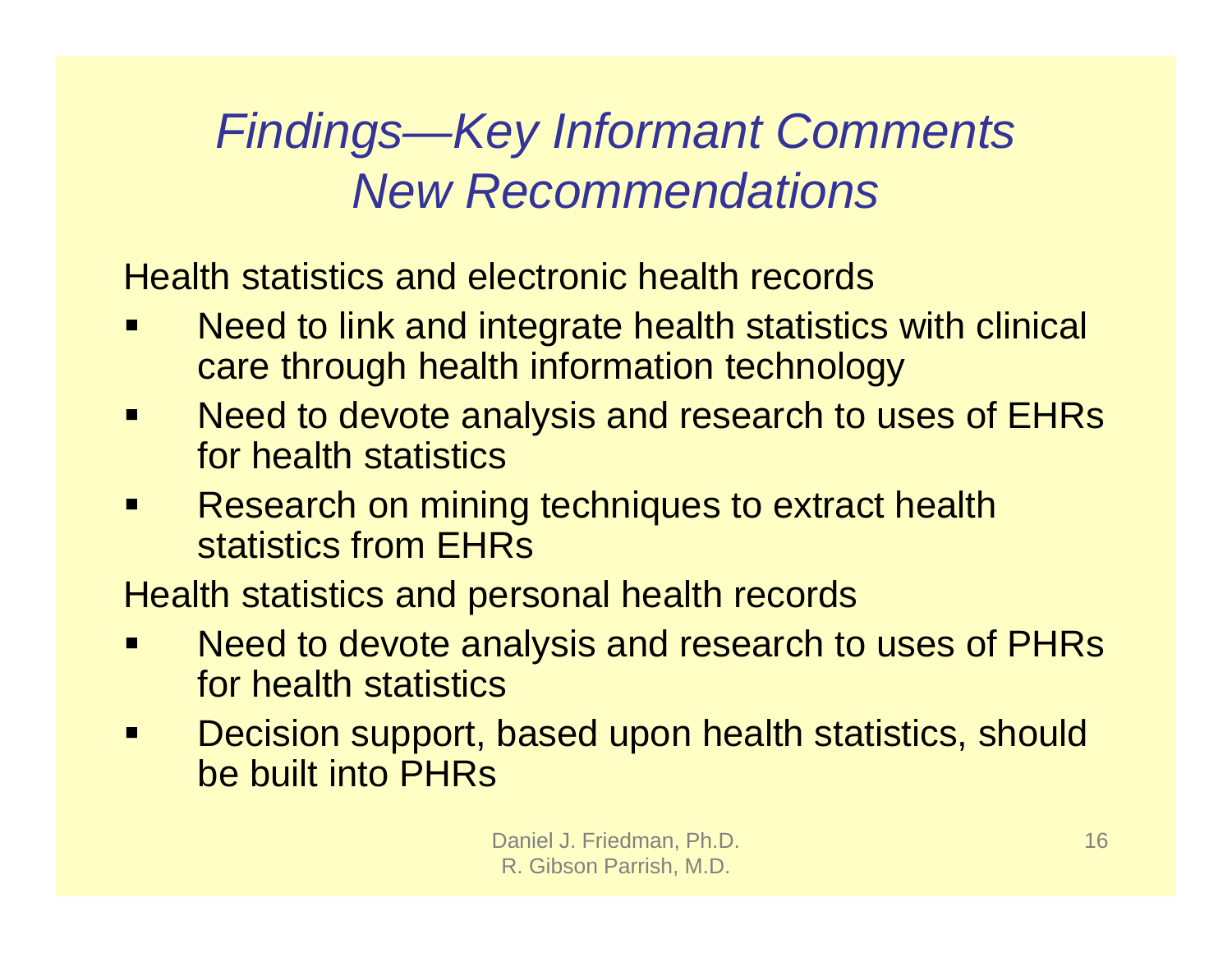# *Findings—Key Informant Comments New Recommendations*

Health statistics and electronic health records

- Need to link and integrate health statistics with clinical care through health information technology
- Need to devote analysis and research to uses of EHRs for health statistics
- Research on mining techniques to extract health statistics from EHRs

Health statistics and personal health records

- Need to devote analysis and research to uses of PHRs for health statistics
- Decision support, based upon health statistics, should be built into PHRs

Daniel J. Friedman, Ph.D.
R. Gibson Parrish, M.D.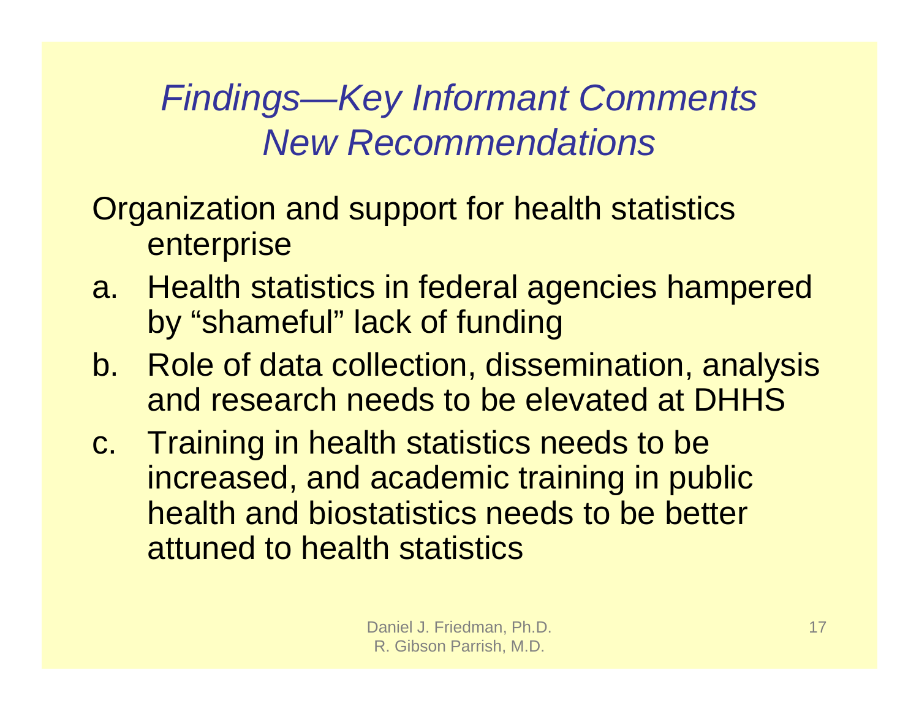# *Findings—Key Informant Comments New Recommendations*

Organization and support for health statistics enterprise

a. Health statistics in federal agencies hampered by "shameful" lack of funding
b. Role of data collection, dissemination, analysis and research needs to be elevated at DHHS
c. Training in health statistics needs to be increased, and academic training in public health and biostatistics needs to be better attuned to health statistics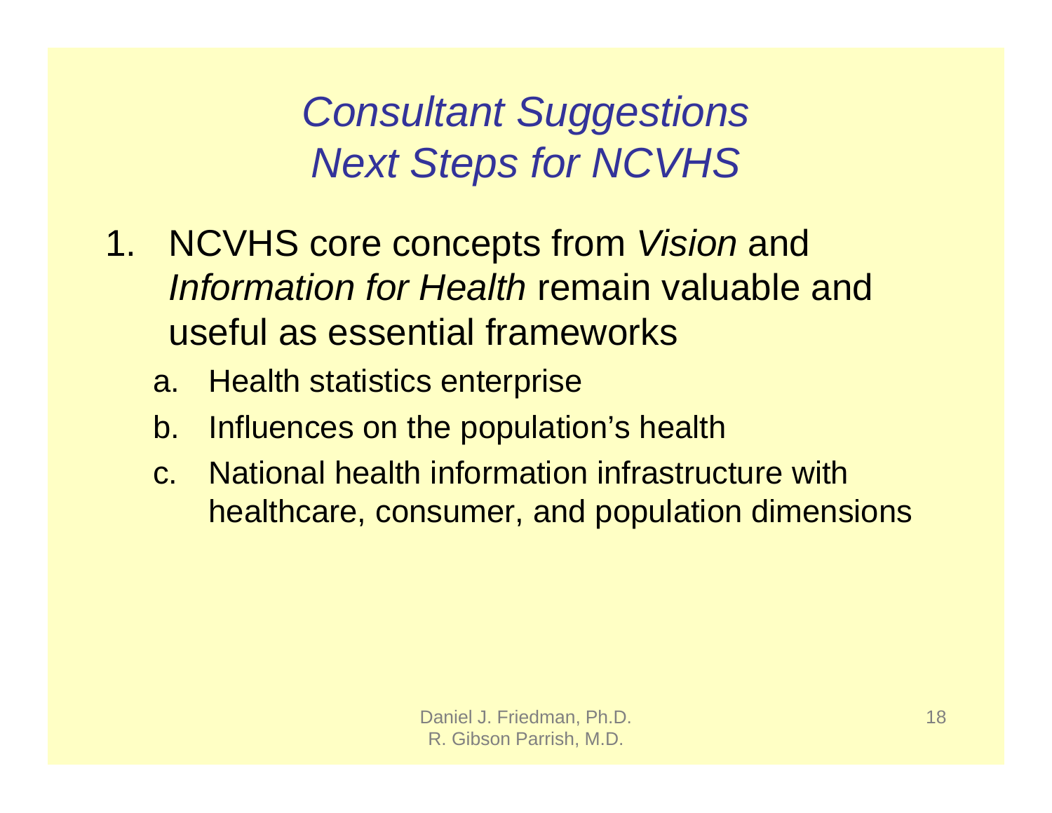# *Consultant Suggestions*
# *Next Steps for NCVHS*

1. NCVHS core concepts from *Vision* and *Information for Health* remain valuable and useful as essential frameworks
   a. Health statistics enterprise
   b. Influences on the population's health
   c. National health information infrastructure with healthcare, consumer, and population dimensions

Daniel J. Friedman, Ph.D.
R. Gibson Parrish, M.D.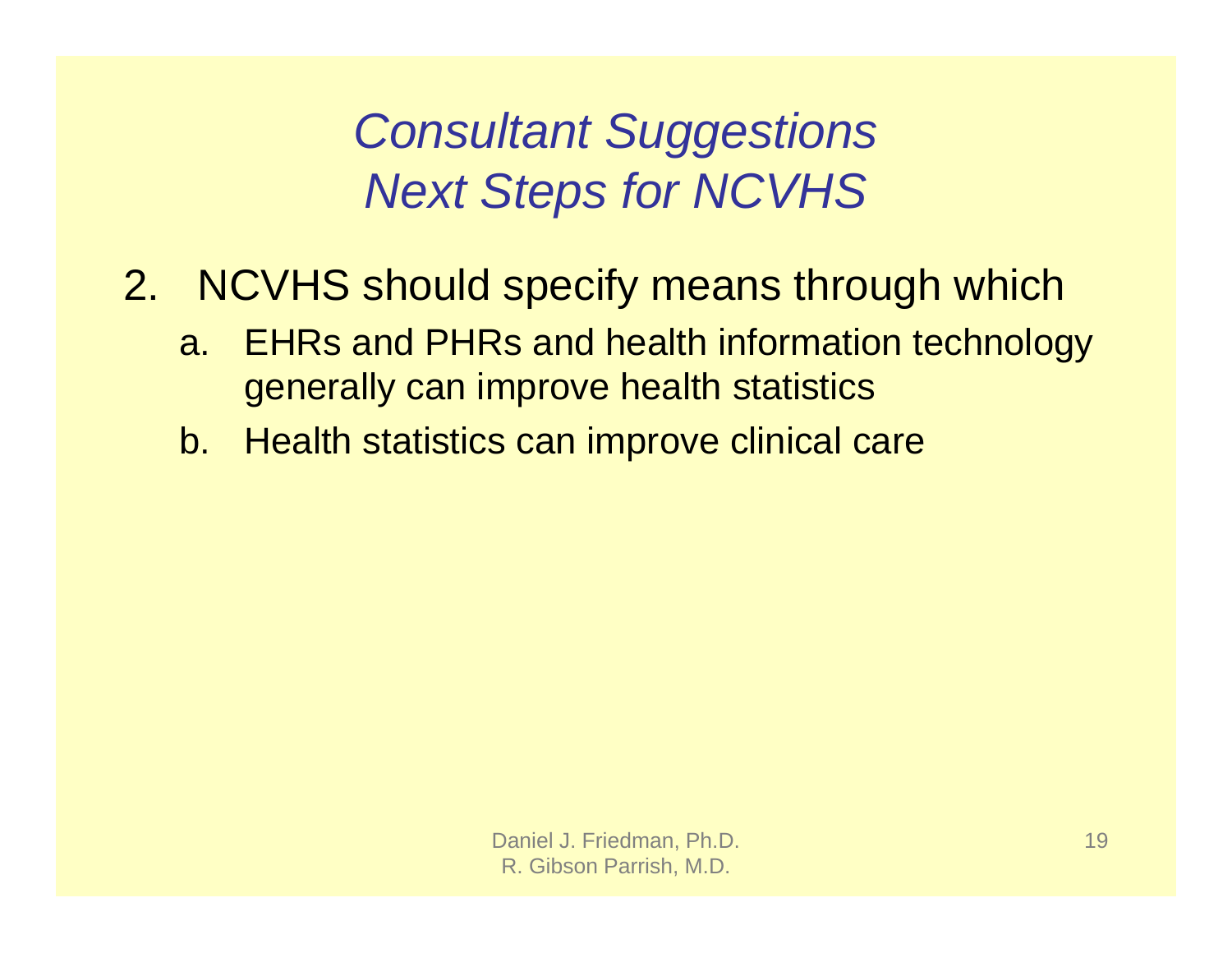# *Consultant Suggestions Next Steps for NCVHS*

2. NCVHS should specify means through which
   a. EHRs and PHRs and health information technology generally can improve health statistics
   b. Health statistics can improve clinical care

Daniel J. Friedman, Ph.D.
R. Gibson Parrish, M.D.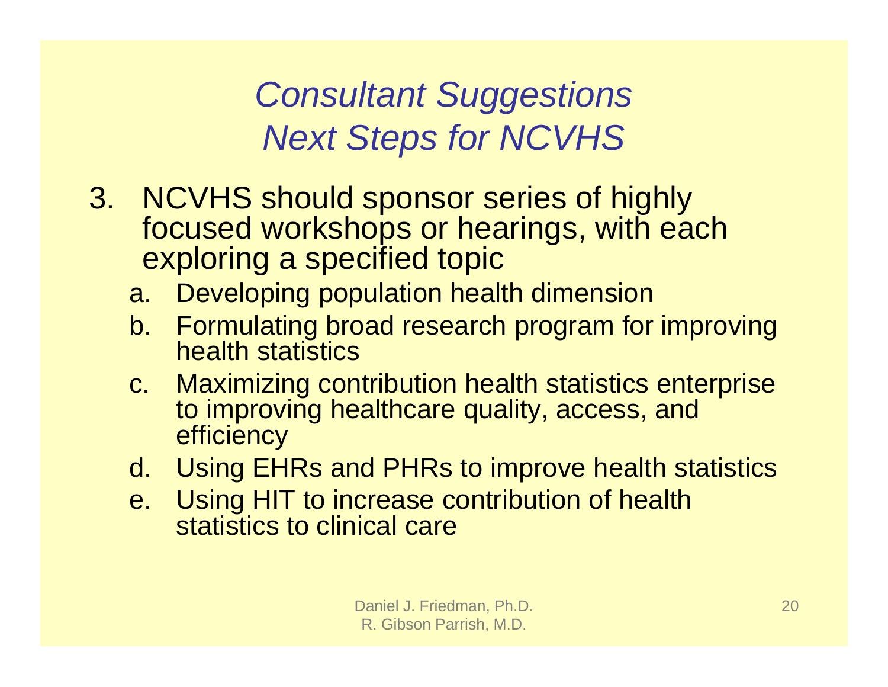# *Consultant Suggestions*
# *Next Steps for NCVHS*

3. NCVHS should sponsor series of highly focused workshops or hearings, with each exploring a specified topic
   a. Developing population health dimension
   b. Formulating broad research program for improving health statistics
   c. Maximizing contribution health statistics enterprise to improving healthcare quality, access, and efficiency
   d. Using EHRs and PHRs to improve health statistics
   e. Using HIT to increase contribution of health statistics to clinical care

Daniel J. Friedman, Ph.D.
R. Gibson Parrish, M.D.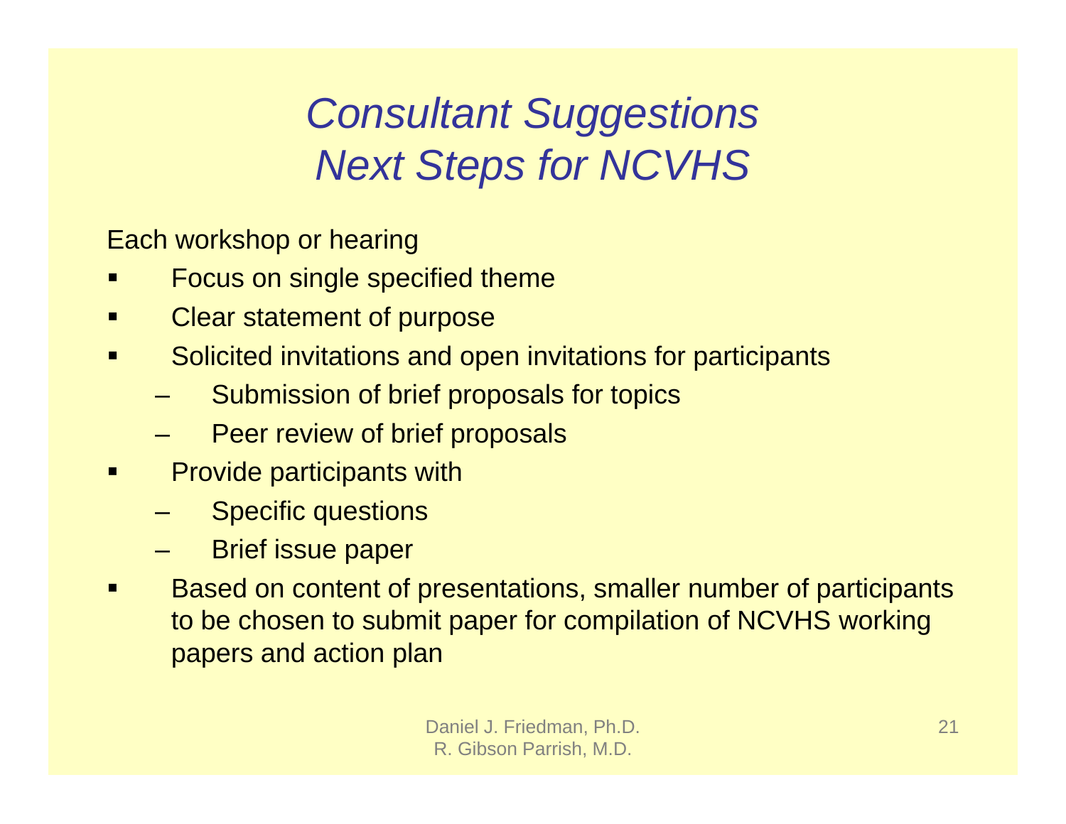# *Consultant Suggestions*
# *Next Steps for NCVHS*

Each workshop or hearing

- Focus on single specified theme
- Clear statement of purpose
- Solicited invitations and open invitations for participants
  - Submission of brief proposals for topics
  - Peer review of brief proposals
- Provide participants with
  - Specific questions
  - Brief issue paper
- Based on content of presentations, smaller number of participants to be chosen to submit paper for compilation of NCVHS working papers and action plan

Daniel J. Friedman, Ph.D.
R. Gibson Parrish, M.D.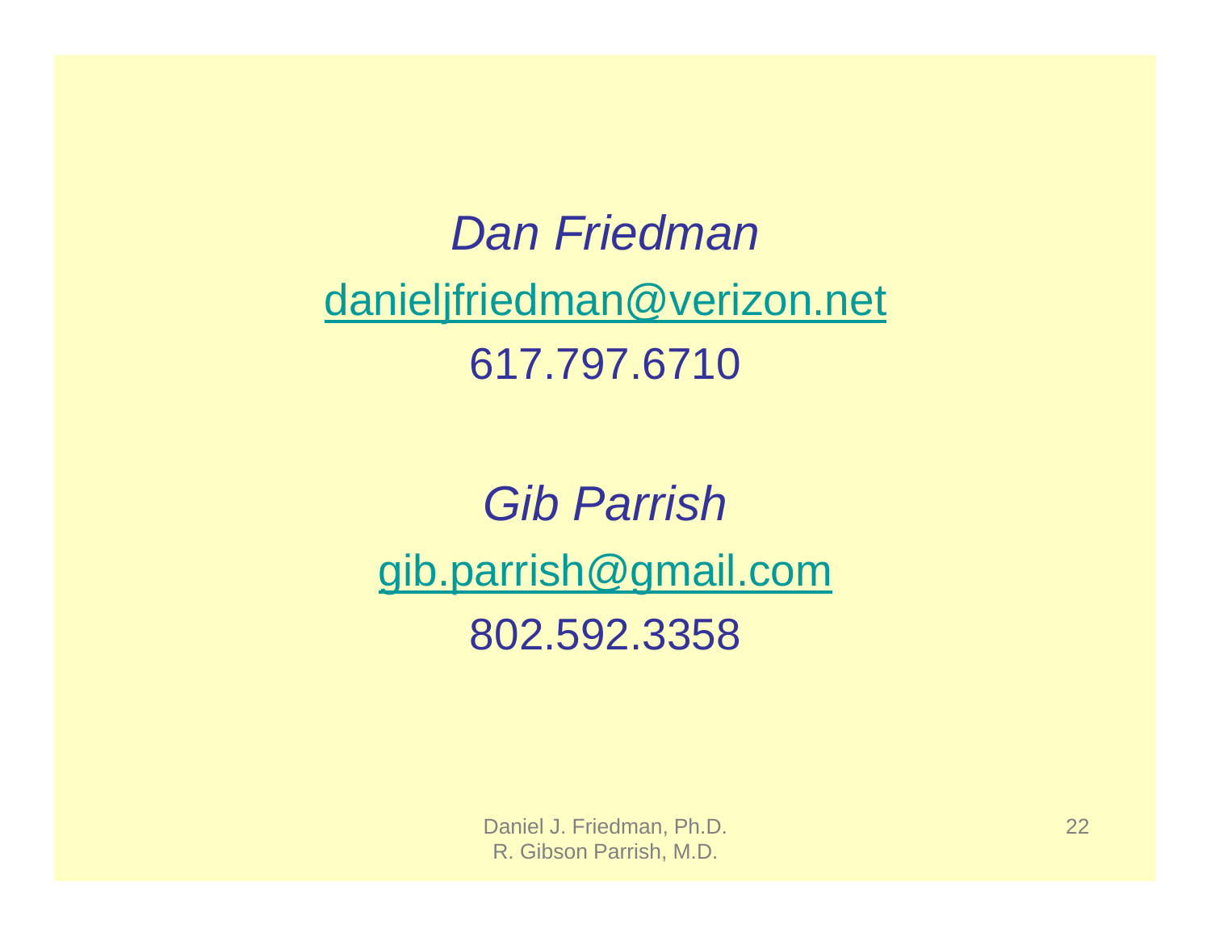*Dan Friedman*

danieljfriedman@verizon.net

617.797.6710

*Gib Parrish*

gib.parrish@gmail.com

802.592.3358